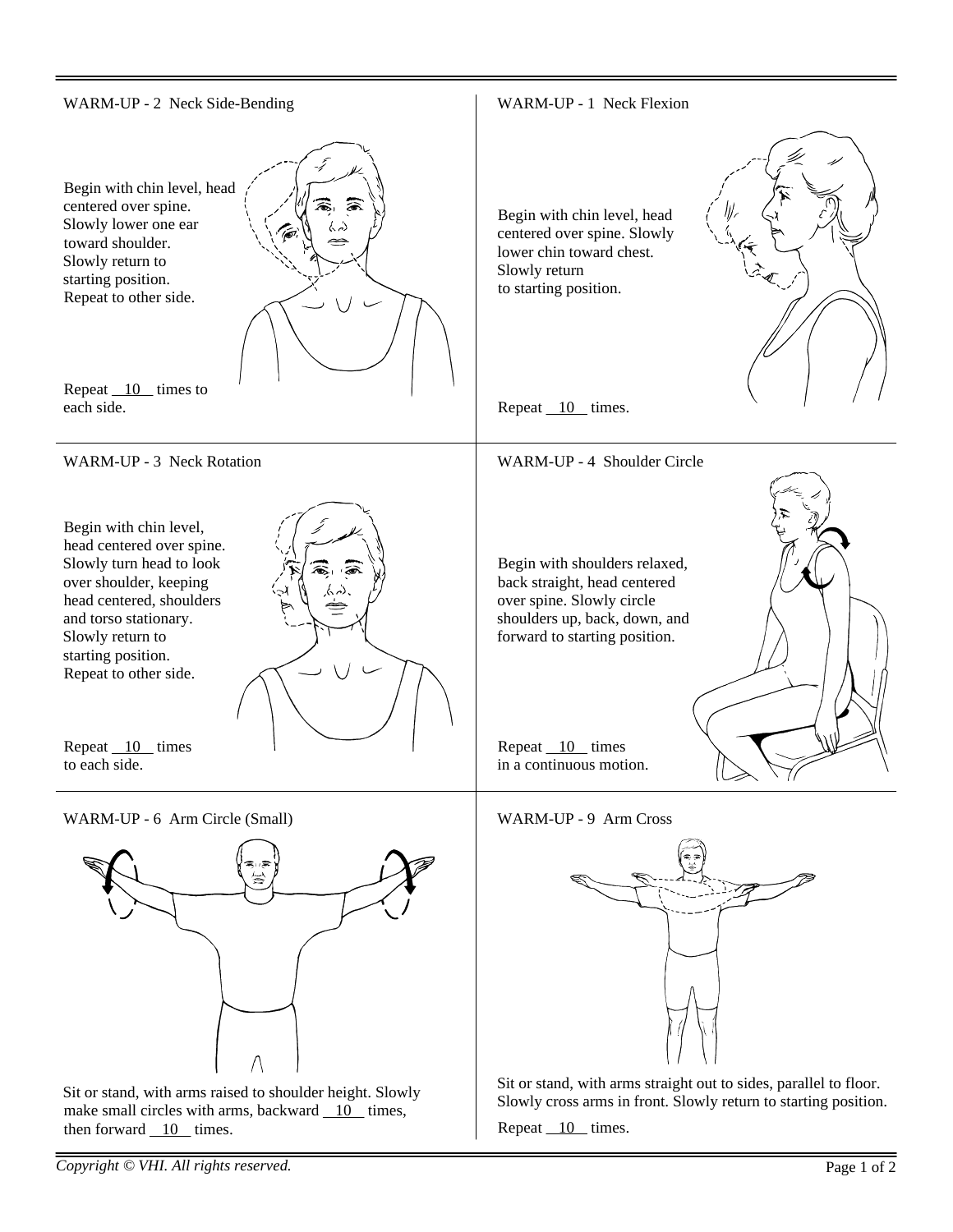## WARM-UP - 2 Neck Side-Bending

Begin with chin level, head centered over spine. Slowly lower one ear toward shoulder. Slowly return to starting position. Repeat to other side.

Repeat __10__ times to each side.

## WARM-UP - 1 Neck Flexion

Begin with chin level, head centered over spine. Slowly lower chin toward chest. Slowly return to starting position.

Repeat __10__ times.

## WARM-UP - 3 Neck Rotation

Begin with chin level, head centered over spine. Slowly turn head to look over shoulder, keeping head centered, shoulders and torso stationary. Slowly return to starting position. Repeat to other side.

Repeat __10__ times to each side.

## WARM-UP - 4 Shoulder Circle

Begin with shoulders relaxed, back straight, head centered over spine. Slowly circle shoulders up, back, down, and forward to starting position.

Repeat __10__ times in a continuous motion.

## WARM-UP - 6 Arm Circle (Small)

Sit or stand, with arms raised to shoulder height. Slowly make small circles with arms, backward __10__ times, then forward __10__ times.

## WARM-UP - 9 Arm Cross

Sit or stand, with arms straight out to sides, parallel to floor. Slowly cross arms in front. Slowly return to starting position.

Repeat __10__ times.

*Copyright © VHI. All rights reserved.*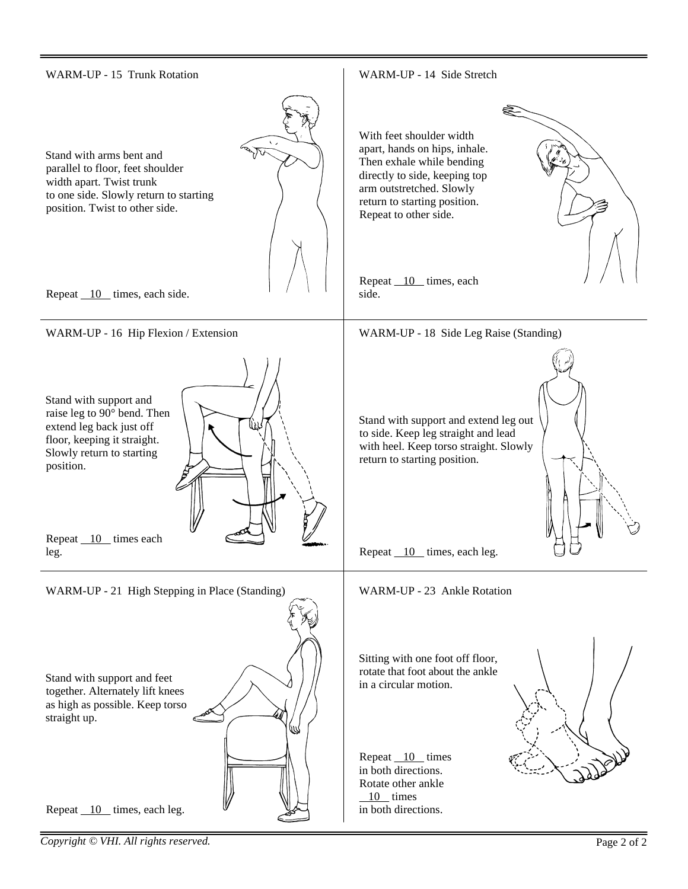## WARM-UP - 15 Trunk Rotation

Stand with arms bent and parallel to floor, feet shoulder width apart. Twist trunk to one side. Slowly return to starting position. Twist to other side.

Repeat 10 times, each side.

## WARM-UP - 14 Side Stretch

With feet shoulder width apart, hands on hips, inhale. Then exhale while bending directly to side, keeping top arm outstretched. Slowly return to starting position. Repeat to other side.

Repeat 10 times, each side.

## WARM-UP - 16 Hip Flexion / Extension

Stand with support and raise leg to 90° bend. Then extend leg back just off floor, keeping it straight. Slowly return to starting position.

Repeat 10 times each leg.

## WARM-UP - 18 Side Leg Raise (Standing)

Stand with support and extend leg out to side. Keep leg straight and lead with heel. Keep torso straight. Slowly return to starting position.

Repeat 10 times, each leg.

## WARM-UP - 21 High Stepping in Place (Standing)

Stand with support and feet together. Alternately lift knees as high as possible. Keep torso straight up.

Repeat 10 times, each leg.

## WARM-UP - 23 Ankle Rotation

Sitting with one foot off floor, rotate that foot about the ankle in a circular motion.

Repeat 10 times in both directions. Rotate other ankle 10 times in both directions.

*Copyright © VHI. All rights reserved.*